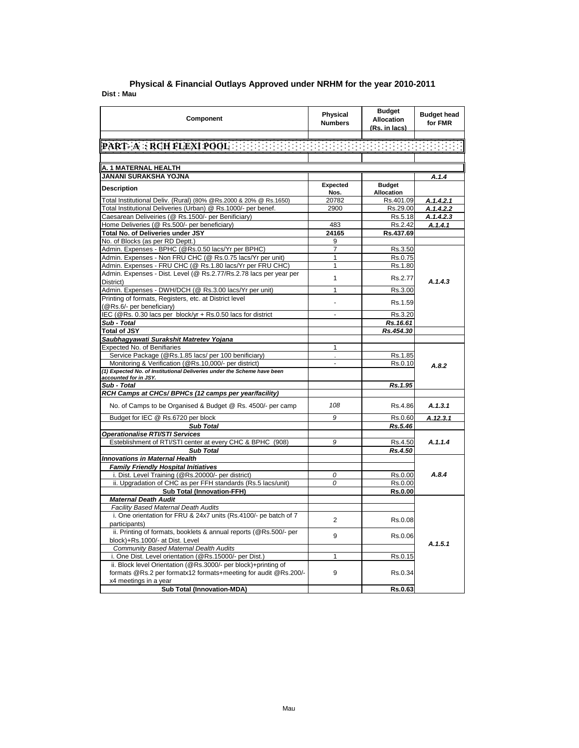## Physical & Financial Outlays Approved under NRHM for the year 2010-2011

**Dist : Mau**

| Component | Physical Numbers | Budget Allocation (Rs. in lacs) | Budget head for FMR |
|---|---|---|---|
| **PART- A : RCH FLEXI POOL** | | | |
| **A. 1 MATERNAL HEALTH** | | | |
| **JANANI SURAKSHA YOJNA** | | | *A.1.4* |
| **Description** | **Expected Nos.** | **Budget Allocation** | |
| Total Institutional Deliv. (Rural) (80% @Rs.2000 & 20% @ Rs.1650) | 20782 | Rs.401.09 | *A.1.4.2.1* |
| Total Institutional Deliveries (Urban) @ Rs.1000/- per benef. | 2900 | Rs.29.00 | *A.1.4.2.2* |
| Caesarean Deliveiries (@ Rs.1500/- per Benificiary) | | Rs.5.18 | *A.1.4.2.3* |
| Home Deliveries (@ Rs.500/- per beneficiary) | 483 | Rs.2.42 | *A.1.4.1* |
| **Total No. of Deliveries under JSY** | **24165** | **Rs.437.69** | |
| No. of Blocks (as per RD Deptt.) | 9 | | |
| Admin. Expenses - BPHC (@Rs.0.50 lacs/Yr per BPHC) | 7 | Rs.3.50 | *A.1.4.3* |
| Admin. Expenses - Non FRU CHC (@ Rs.0.75 lacs/Yr per unit) | 1 | Rs.0.75 | |
| Admin. Expenses - FRU CHC (@ Rs.1.80 lacs/Yr per FRU CHC) | 1 | Rs.1.80 | |
| Admin. Expenses - Dist. Level (@ Rs.2.77/Rs.2.78 lacs per year per District) | 1 | Rs.2.77 | |
| Admin. Expenses - DWH/DCH (@ Rs.3.00 lacs/Yr per unit) | 1 | Rs.3.00 | |
| Printing of formats, Registers, etc. at District level (@Rs.6/- per beneficiary) | - | Rs.1.59 | |
| IEC (@Rs. 0.30 lacs per block/yr + Rs.0.50 lacs for district | - | Rs.3.20 | |
| ***Sub - Total*** | | ***Rs.16.61*** | |
| **Total of JSY** | | ***Rs.454.30*** | |
| ***Saubhagyawati Surakshit Matretev Yojana*** | | | |
| Expected No. of Benifiaries | 1 | | *A.8.2* |
| Service Package (@Rs.1.85 lacs/ per 100 benificiary) | . | Rs.1.85 | |
| Monitoring & Verification (@Rs.10,000/- per district) | - | Rs.0.10 | |
| ***(1) Expected No. of Institutional Deliveries under the Scheme have been accounted for in JSY.*** | | | |
| ***Sub - Total*** | | ***Rs.1.95*** | |
| ***RCH Camps at CHCs/ BPHCs (12 camps per year/facility)*** | | | |
| No. of Camps to be Organised & Budget @ Rs. 4500/- per camp | *108* | Rs.4.86 | *A.1.3.1* |
| Budget for IEC @ Rs.6720 per block | *9* | Rs.0.60 | *A.12.3.1* |
| ***Sub Total*** | | ***Rs.5.46*** | |
| ***Operationalise RTI/STI Services*** | | | |
| Esteblishment of RTI/STI center at every CHC & BPHC (908) | *9* | Rs.4.50 | *A.1.1.4* |
| ***Sub Total*** | | ***Rs.4.50*** | |
| ***Innovations in Maternal Health*** | | | *A.8.4* |
| ***Family Friendly Hospital Initiatives*** | | | |
| i. Dist. Level Training (@Rs.20000/- per district) | *0* | Rs.0.00 | |
| ii. Upgradation of CHC as per FFH standards (Rs.5 lacs/unit) | *0* | Rs.0.00 | |
| **Sub Total (Innovation-FFH)** | | **Rs.0.00** | |
| ***Maternal Death Audit*** | | | *A.1.5.1* |
| *Facility Based Maternal Death Audits* | | | |
| i. One orientation for FRU & 24x7 units (Rs.4100/- pe batch of 7 participants) | 2 | Rs.0.08 | |
| ii. Printing of formats, booklets & annual reports (@Rs.500/- per block)+Rs.1000/- at Dist. Level | 9 | Rs.0.06 | |
| *Community Based Maternal Dealth Audits* | | | |
| i. One Dist. Level orientation (@Rs.15000/- per Dist.) | 1 | Rs.0.15 | |
| ii. Block level Orientation (@Rs.3000/- per block)+printing of formats @Rs.2 per formatx12 formats+meeting for audit @Rs.200/- x4 meetings in a year | 9 | Rs.0.34 | |
| **Sub Total (Innovation-MDA)** | | **Rs.0.63** | |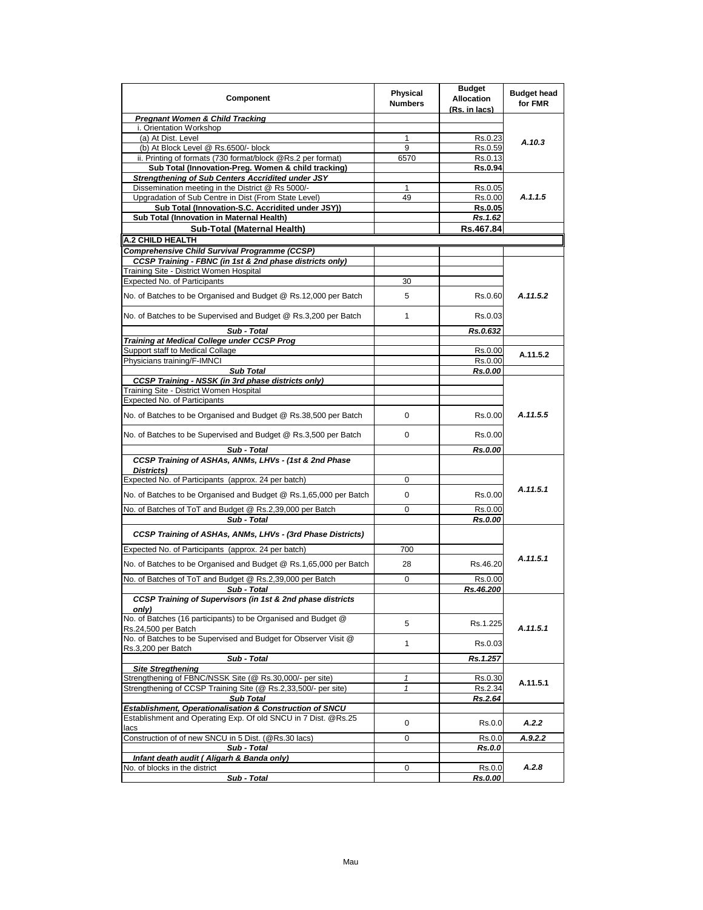| Component | Physical Numbers | Budget Allocation (Rs. in lacs) | Budget head for FMR |
|---|---|---|---|
| ***Pregnant Women & Child Tracking*** | | | |
| i. Orientation Workshop | | | |
| (a) At Dist. Level | 1 | Rs.0.23 | ***A.10.3*** |
| (b) At Block Level @ Rs.6500/- block | 9 | Rs.0.59 | |
| ii. Printing of formats (730 format/block @Rs.2 per format) | 6570 | Rs.0.13 | |
| **Sub Total (Innovation-Preg. Women & child tracking)** | | **Rs.0.94** | |
| ***Strengthening of Sub Centers Accridited under JSY*** | | | |
| Dissemination meeting in the District @ Rs 5000/- | 1 | Rs.0.05 | ***A.1.1.5*** |
| Upgradation of Sub Centre in Dist (From State Level) | 49 | Rs.0.00 | |
| **Sub Total (Innovation-S.C. Accridited under JSY))** | | **Rs.0.05** | |
| **Sub Total (Innovation in Maternal Health)** | | ***Rs.1.62*** | |
| **Sub-Total (Maternal Health)** | | **Rs.467.84** | |
| **A.2 CHILD HEALTH** | | | |
| ***Comprehensive Child Survival Programme (CCSP)*** | | | |
| ***CCSP Training - FBNC (in 1st & 2nd phase districts only)*** | | | |
| Training Site - District Women Hospital | | | |
| Expected No. of Participants | 30 | | |
| No. of Batches to be Organised and Budget @ Rs.12,000 per Batch | 5 | Rs.0.60 | ***A.11.5.2*** |
| No. of Batches to be Supervised and Budget @ Rs.3,200 per Batch | 1 | Rs.0.03 | |
| ***Sub - Total*** | | ***Rs.0.632*** | |
| ***Training at Medical College under CCSP Prog*** | | | |
| Support staff to Medical Collage | | Rs.0.00 | **A.11.5.2** |
| Physicians training/F-IMNCI | | Rs.0.00 | |
| ***Sub Total*** | | ***Rs.0.00*** | |
| ***CCSP Training - NSSK (in 3rd phase districts only)*** | | | |
| Training Site - District Women Hospital | | | |
| Expected No. of Participants | | | |
| No. of Batches to be Organised and Budget @ Rs.38,500 per Batch | 0 | Rs.0.00 | ***A.11.5.5*** |
| No. of Batches to be Supervised and Budget @ Rs.3,500 per Batch | 0 | Rs.0.00 | |
| ***Sub - Total*** | | ***Rs.0.00*** | |
| ***CCSP Training of ASHAs, ANMs, LHVs - (1st & 2nd Phase Districts)*** | | | |
| Expected No. of Participants (approx. 24 per batch) | 0 | | |
| No. of Batches to be Organised and Budget @ Rs.1,65,000 per Batch | 0 | Rs.0.00 | ***A.11.5.1*** |
| No. of Batches of ToT and Budget @ Rs.2,39,000 per Batch | 0 | Rs.0.00 | |
| ***Sub - Total*** | | ***Rs.0.00*** | |
| ***CCSP Training of ASHAs, ANMs, LHVs - (3rd Phase Districts)*** | | | |
| Expected No. of Participants (approx. 24 per batch) | 700 | | |
| No. of Batches to be Organised and Budget @ Rs.1,65,000 per Batch | 28 | Rs.46.20 | ***A.11.5.1*** |
| No. of Batches of ToT and Budget @ Rs.2,39,000 per Batch | 0 | Rs.0.00 | |
| ***Sub - Total*** | | ***Rs.46.200*** | |
| ***CCSP Training of Supervisors (in 1st & 2nd phase districts only)*** | | | |
| No. of Batches (16 participants) to be Organised and Budget @ Rs.24,500 per Batch | 5 | Rs.1.225 | ***A.11.5.1*** |
| No. of Batches to be Supervised and Budget for Observer Visit @ Rs.3,200 per Batch | 1 | Rs.0.03 | |
| ***Sub - Total*** | | ***Rs.1.257*** | |
| ***Site Stregthening*** | | | |
| Strengthening of FBNC/NSSK Site (@ Rs.30,000/- per site) | *1* | Rs.0.30 | **A.11.5.1** |
| Strengthening of CCSP Training Site (@ Rs.2,33,500/- per site) | *1* | Rs.2.34 | |
| ***Sub Total*** | | ***Rs.2.64*** | |
| ***Establishment, Operationalisation & Construction of SNCU*** | | | |
| Establishment and Operating Exp. Of old SNCU in 7 Dist. @Rs.25 lacs | 0 | Rs.0.0 | ***A.2.2*** |
| Construction of of new SNCU in 5 Dist. (@Rs.30 lacs) | 0 | Rs.0.0 | ***A.9.2.2*** |
| ***Sub - Total*** | | ***Rs.0.0*** | |
| ***Infant death audit ( Aligarh & Banda only)*** | | | |
| No. of blocks in the district | 0 | Rs.0.0 | ***A.2.8*** |
| ***Sub - Total*** | | ***Rs.0.00*** | |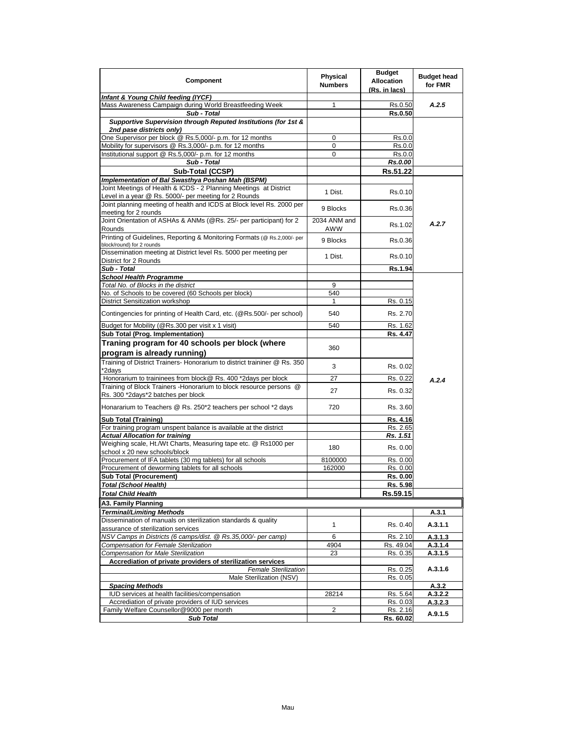| Component | Physical Numbers | Budget Allocation (Rs. in lacs) | Budget head for FMR |
|---|---|---|---|
| ***Infant & Young Child feeding (IYCF)*** | | | |
| Mass Awareness Campaign during World Breastfeeding Week | 1 | Rs.0.50 | *A.2.5* |
| ***Sub - Total*** | | **Rs.0.50** | |
| ***Supportive Supervision through Reputed Institutions (for 1st & 2nd pase districts only)*** | | | |
| One Supervisor per block @ Rs.5,000/- p.m. for 12 months | 0 | Rs.0.0 | |
| Mobility for supervisors @ Rs.3,000/- p.m. for 12 months | 0 | Rs.0.0 | |
| Institutional support @ Rs.5,000/- p.m. for 12 months | 0 | Rs.0.0 | |
| ***Sub - Total*** | | ***Rs.0.00*** | |
| **Sub-Total (CCSP)** | | **Rs.51.22** | |
| ***Implementation of Bal Swasthya Poshan Mah (BSPM)*** | | | |
| Joint Meetings of Health & ICDS - 2 Planning Meetings at District Level in a year @ Rs. 5000/- per meeting for 2 Rounds | 1 Dist. | Rs.0.10 | *A.2.7* |
| Joint planning meeting of health and ICDS at Block level Rs. 2000 per meeting for 2 rounds | 9 Blocks | Rs.0.36 | |
| Joint Orientation of ASHAs & ANMs (@Rs. 25/- per participant) for 2 Rounds | 2034 ANM and AWW | Rs.1.02 | |
| Printing of Guidelines, Reporting & Monitoring Formats (@ Rs.2,000/- per block/round) for 2 rounds | 9 Blocks | Rs.0.36 | |
| Dissemination meeting at District level Rs. 5000 per meeting per District for 2 Rounds | 1 Dist. | Rs.0.10 | |
| ***Sub - Total*** | | **Rs.1.94** | |
| ***School Health Programme*** | | | *A.2.4* |
| *Total No. of Blocks in the district* | 9 | | |
| No. of Schools to be covered (60 Schools per block) | 540 | | |
| District Sensitization workshop | 1 | Rs. 0.15 | |
| Contingencies for printing of Health Card, etc. (@Rs.500/- per school) | 540 | Rs. 2.70 | |
| Budget for Mobility (@Rs.300 per visit x 1 visit) | 540 | Rs. 1.62 | |
| **Sub Total (Prog. Implementation)** | | **Rs. 4.47** | |
| **Traning program for 40 schools per block (where program is already running)** | 360 | | |
| Training of District Trainers- Honorarium to district traininer @ Rs. 350 *2days | 3 | Rs. 0.02 | |
| Honorarium to traininees from block@ Rs. 400 *2days per block | 27 | Rs. 0.22 | |
| Training of Block Trainers -Honorarium to block resource persons @ Rs. 300 *2days*2 batches per block | 27 | Rs. 0.32 | |
| Honararium to Teachers @ Rs. 250*2 teachers per school *2 days | 720 | Rs. 3.60 | |
| **Sub Total (Training)** | | **Rs. 4.16** | |
| For training program unspent balance is available at the district | | Rs. 2.65 | |
| ***Actual Allocation for training*** | | ***Rs. 1.51*** | |
| Weighing scale, Ht./Wt Charts, Measuring tape etc. @ Rs1000 per school x 20 new schools/block | 180 | Rs. 0.00 | |
| Procurement of IFA tablets (30 mg tablets) for all schools | 8100000 | Rs. 0.00 | |
| Procurement of deworming tablets for all schools | 162000 | Rs. 0.00 | |
| **Sub Total (Procurement)** | | **Rs. 0.00** | |
| ***Total (School Health)*** | | **Rs. 5.98** | |
| ***Total Child Health*** | | **Rs.59.15** | |
| **A3. Family Planning** | | | |
| ***Terminal/Limiting Methods*** | | | **A.3.1** |
| Dissemination of manuals on sterilization standards & quality assurance of sterilization services | 1 | Rs. 0.40 | **A.3.1.1** |
| *NSV Camps in Districts (6 camps/dist. @ Rs.35,000/- per camp)* | 6 | Rs. 2.10 | **A.3.1.3** |
| *Compensation for Female Sterilization* | 4904 | Rs. 49.04 | **A.3.1.4** |
| *Compensation for Male Sterilization* | 23 | Rs. 0.35 | **A.3.1.5** |
| **Accrediation of private providers of sterilization services** | | | **A.3.1.6** |
| *Female Sterilization* | | Rs. 0.25 | |
| Male Sterilization (NSV) | | Rs. 0.05 | |
| ***Spacing Methods*** | | | **A.3.2** |
| IUD services at health facilities/compensation | 28214 | Rs. 5.64 | **A.3.2.2** |
| Accrediation of private providers of IUD services | | Rs. 0.03 | **A.3.2.3** |
| Family Welfare Counsellor@9000 per month | 2 | Rs. 2.16 | **A.9.1.5** |
| ***Sub Total*** | | **Rs. 60.02** | |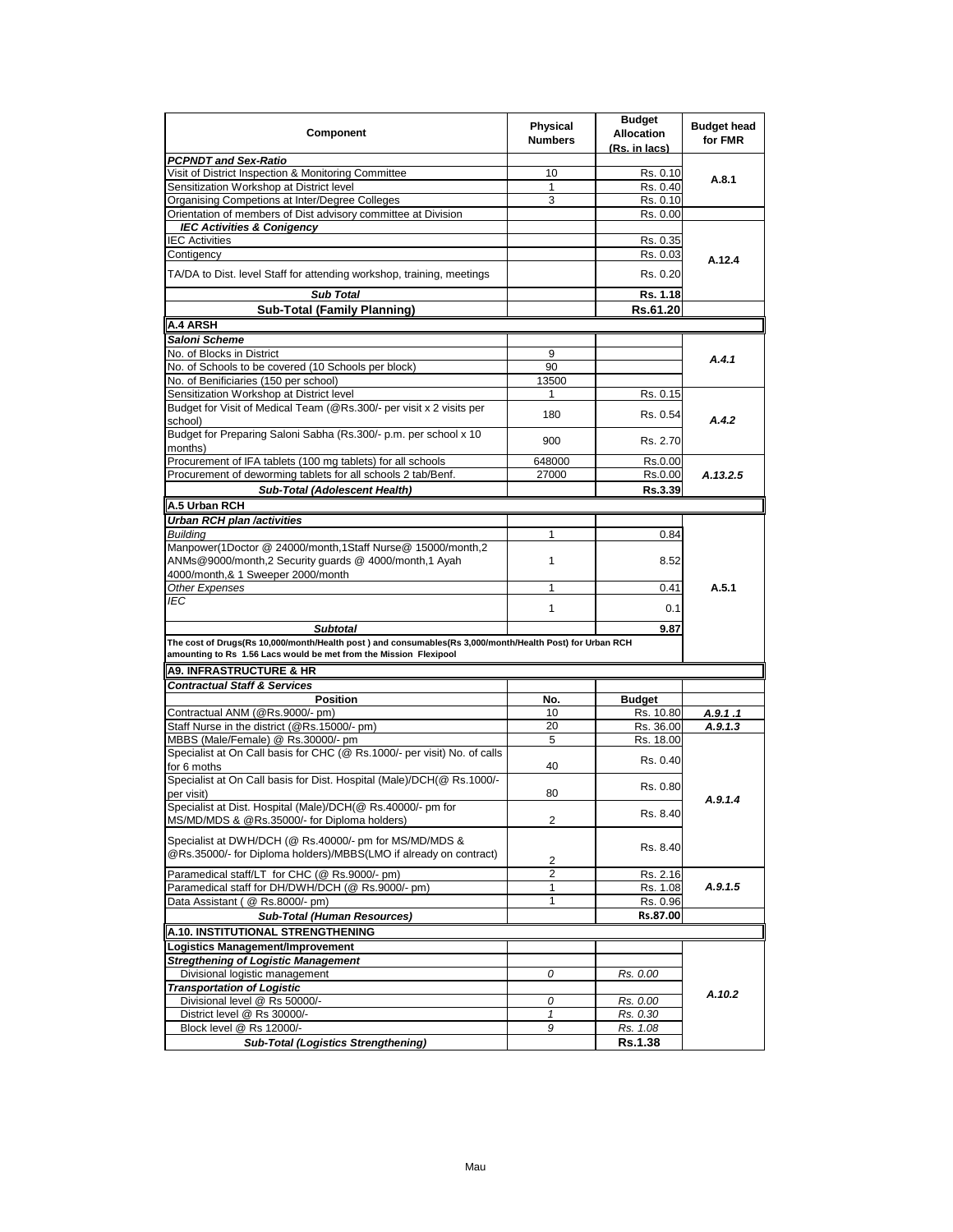| Component | Physical Numbers | Budget Allocation (Rs. in lacs) | Budget head for FMR |
|---|---|---|---|
| ***PCPNDT and Sex-Ratio*** | | | |
| Visit of District Inspection & Monitoring Committee | 10 | Rs. 0.10 | A.8.1 |
| Sensitization Workshop at District level | 1 | Rs. 0.40 | |
| Organising Competions at Inter/Degree Colleges | 3 | Rs. 0.10 | |
| Orientation of members of Dist advisory committee at Division | | Rs. 0.00 | |
| ***IEC Activities & Conigency*** | | | |
| IEC Activities | | Rs. 0.35 | A.12.4 |
| Contigency | | Rs. 0.03 | |
| TA/DA to Dist. level Staff for attending workshop, training, meetings | | Rs. 0.20 | |
| ***Sub Total*** | | **Rs. 1.18** | |
| **Sub-Total (Family Planning)** | | **Rs.61.20** | |
| **A.4 ARSH** | | | |
| ***Saloni Scheme*** | | | |
| No. of Blocks in District | 9 | | A.4.1 |
| No. of Schools to be covered (10 Schools per block) | 90 | | |
| No. of Benificiaries (150 per school) | 13500 | | |
| Sensitization Workshop at District level | 1 | Rs. 0.15 | A.4.2 |
| Budget for Visit of Medical Team (@Rs.300/- per visit x 2 visits per school) | 180 | Rs. 0.54 | |
| Budget for Preparing Saloni Sabha (Rs.300/- p.m. per school x 10 months) | 900 | Rs. 2.70 | |
| Procurement of IFA tablets (100 mg tablets) for all schools | 648000 | Rs.0.00 | A.13.2.5 |
| Procurement of deworming tablets for all schools 2 tab/Benf. | 27000 | Rs.0.00 | |
| ***Sub-Total (Adolescent Health)*** | | **Rs.3.39** | |
| **A.5 Urban RCH** | | | |
| ***Urban RCH plan /activities*** | | | |
| *Building* | 1 | 0.84 | A.5.1 |
| Manpower(1Doctor @ 24000/month,1Staff Nurse@ 15000/month,2 ANMs@9000/month,2 Security guards @ 4000/month,1 Ayah 4000/month,& 1 Sweeper 2000/month | 1 | 8.52 | |
| *Other Expenses* | 1 | 0.41 | |
| *IEC* | 1 | 0.1 | |
| ***Subtotal*** | | **9.87** | |
| **The cost of Drugs(Rs 10,000/month/Health post ) and consumables(Rs 3,000/month/Health Post) for Urban RCH amounting to Rs 1.56 Lacs would be met from the Mission Flexipool** | | | |
| **A9. INFRASTRUCTURE & HR** | | | |
| ***Contractual Staff & Services*** | | | |
| **Position** | **No.** | **Budget** | |
| Contractual ANM (@Rs.9000/- pm) | 10 | Rs. 10.80 | A.9.1 .1 |
| Staff Nurse in the district (@Rs.15000/- pm) | 20 | Rs. 36.00 | A.9.1.3 |
| MBBS (Male/Female) @ Rs.30000/- pm | 5 | Rs. 18.00 | A.9.1.4 |
| Specialist at On Call basis for CHC (@ Rs.1000/- per visit) No. of calls for 6 moths | 40 | Rs. 0.40 | |
| Specialist at On Call basis for Dist. Hospital (Male)/DCH(@ Rs.1000/- per visit) | 80 | Rs. 0.80 | |
| Specialist at Dist. Hospital (Male)/DCH(@ Rs.40000/- pm for MS/MD/MDS & @Rs.35000/- for Diploma holders) | 2 | Rs. 8.40 | |
| Specialist at DWH/DCH (@ Rs.40000/- pm for MS/MD/MDS & @Rs.35000/- for Diploma holders)/MBBS(LMO if already on contract) | 2 | Rs. 8.40 | |
| Paramedical staff/LT for CHC (@ Rs.9000/- pm) | 2 | Rs. 2.16 | A.9.1.5 |
| Paramedical staff for DH/DWH/DCH (@ Rs.9000/- pm) | 1 | Rs. 1.08 | |
| Data Assistant ( @ Rs.8000/- pm) | 1 | Rs. 0.96 | |
| ***Sub-Total (Human Resources)*** | | **Rs.87.00** | |
| **A.10. INSTITUTIONAL STRENGTHENING** | | | |
| **Logistics Management/Improvement** | | | A.10.2 |
| ***Stregthening of Logistic Management*** | | | |
| Divisional logistic management | *0* | *Rs. 0.00* | |
| ***Transportation of Logistic*** | | | |
| Divisional level @ Rs 50000/- | *0* | *Rs. 0.00* | |
| District level @ Rs 30000/- | *1* | *Rs. 0.30* | |
| Block level @ Rs 12000/- | *9* | *Rs. 1.08* | |
| ***Sub-Total (Logistics Strengthening)*** | | **Rs.1.38** | |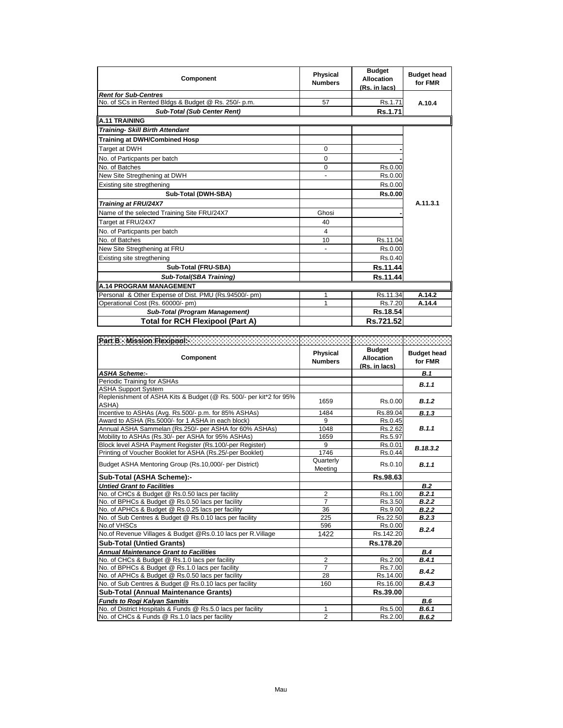| Component | Physical Numbers | Budget Allocation (Rs. in lacs) | Budget head for FMR |
|---|---|---|---|
| ***Rent for Sub-Centres*** | | | |
| No. of SCs in Rented Bldgs & Budget @ Rs. 250/- p.m. | 57 | Rs.1.71 | A.10.4 |
| ***Sub-Total (Sub Center Rent)*** | | **Rs.1.71** | |
| **A.11 TRAINING** | | | |
| ***Training- Skill Birth Attendant*** | | | A.11.3.1 |
| **Training at DWH/Combined Hosp** | | | |
| Target at DWH | 0 | - | |
| No. of Particpants per batch | 0 | - | |
| No. of Batches | 0 | Rs.0.00 | |
| New Site Stregthening at DWH | - | Rs.0.00 | |
| Existing site stregthening | | Rs.0.00 | |
| **Sub-Total (DWH-SBA)** | | **Rs.0.00** | |
| ***Training at FRU/24X7*** | | | |
| Name of the selected Training Site FRU/24X7 | Ghosi | - | |
| Target at FRU/24X7 | 40 | | |
| No. of Particpants per batch | 4 | | |
| No. of Batches | 10 | Rs.11.04 | |
| New Site Stregthening at FRU | - | Rs.0.00 | |
| Existing site stregthening | | Rs.0.40 | |
| **Sub-Total (FRU-SBA)** | | **Rs.11.44** | |
| ***Sub-Total(SBA Training)*** | | **Rs.11.44** | |
| **A.14 PROGRAM MANAGEMENT** | | | |
| Personal & Other Expense of Dist. PMU (Rs.94500/- pm) | 1 | Rs.11.34 | A.14.2 |
| Operational Cost (Rs. 60000/- pm) | 1 | Rs.7.20 | A.14.4 |
| ***Sub-Total (Program Management)*** | | **Rs.18.54** | |
| **Total for RCH Flexipool (Part A)** | | **Rs.721.52** | |

**Part B - Mission Flexipool:-**

| Component | Physical Numbers | Budget Allocation (Rs. in lacs) | Budget head for FMR |
|---|---|---|---|
| ***ASHA Scheme:-*** | | | ***B.1*** |
| Periodic Training for ASHAs | | | ***B.1.1*** |
| ASHA Support System | | | |
| Replenishment of ASHA Kits & Budget (@ Rs. 500/- per kit*2 for 95% ASHA) | 1659 | Rs.0.00 | ***B.1.2*** |
| Incentive to ASHAs (Avg. Rs.500/- p.m. for 85% ASHAs) | 1484 | Rs.89.04 | ***B.1.3*** |
| Award to ASHA (Rs.5000/- for 1 ASHA in each block) | 9 | Rs.0.45 | ***B.1.1*** |
| Annual ASHA Sammelan (Rs.250/- per ASHA for 60% ASHAs) | 1048 | Rs.2.62 | |
| Mobility to ASHAs (Rs.30/- per ASHA for 95% ASHAs) | 1659 | Rs.5.97 | |
| Block level ASHA Payment Register (Rs.100/-per Register) | 9 | Rs.0.01 | ***B.18.3.2*** |
| Printing of Voucher Booklet for ASHA (Rs.25/-per Booklet) | 1746 | Rs.0.44 | |
| Budget ASHA Mentoring Group (Rs.10,000/- per District) | Quarterly Meeting | Rs.0.10 | ***B.1.1*** |
| **Sub-Total (ASHA Scheme):-** | | **Rs.98.63** | |
| ***Untied Grant to Facilities*** | | | ***B.2*** |
| No. of CHCs & Budget @ Rs.0.50 lacs per facility | 2 | Rs.1.00 | ***B.2.1*** |
| No. of BPHCs & Budget @ Rs.0.50 lacs per facility | 7 | Rs.3.50 | ***B.2.2*** |
| No. of APHCs & Budget @ Rs.0.25 lacs per facility | 36 | Rs.9.00 | ***B.2.2*** |
| No. of Sub Centres & Budget @ Rs.0.10 lacs per facility | 225 | Rs.22.50 | ***B.2.3*** |
| No.of VHSCs | 596 | Rs.0.00 | ***B.2.4*** |
| No.of Revenue Villages & Budget @Rs.0.10 lacs per R.Village | 1422 | Rs.142.20 | |
| **Sub-Total (Untied Grants)** | | **Rs.178.20** | |
| ***Annual Maintenance Grant to Facilities*** | | | ***B.4*** |
| No. of CHCs & Budget @ Rs.1.0 lacs per facility | 2 | Rs.2.00 | ***B.4.1*** |
| No. of BPHCs & Budget @ Rs.1.0 lacs per facility | 7 | Rs.7.00 | ***B.4.2*** |
| No. of APHCs & Budget @ Rs.0.50 lacs per facility | 28 | Rs.14.00 | |
| No. of Sub Centres & Budget @ Rs.0.10 lacs per facility | 160 | Rs.16.00 | ***B.4.3*** |
| **Sub-Total (Annual Maintenance Grants)** | | **Rs.39.00** | |
| ***Funds to Rogi Kalyan Samitis*** | | | ***B.6*** |
| No. of District Hospitals & Funds @ Rs.5.0 lacs per facility | 1 | Rs.5.00 | ***B.6.1*** |
| No. of CHCs & Funds @ Rs.1.0 lacs per facility | 2 | Rs.2.00 | ***B.6.2*** |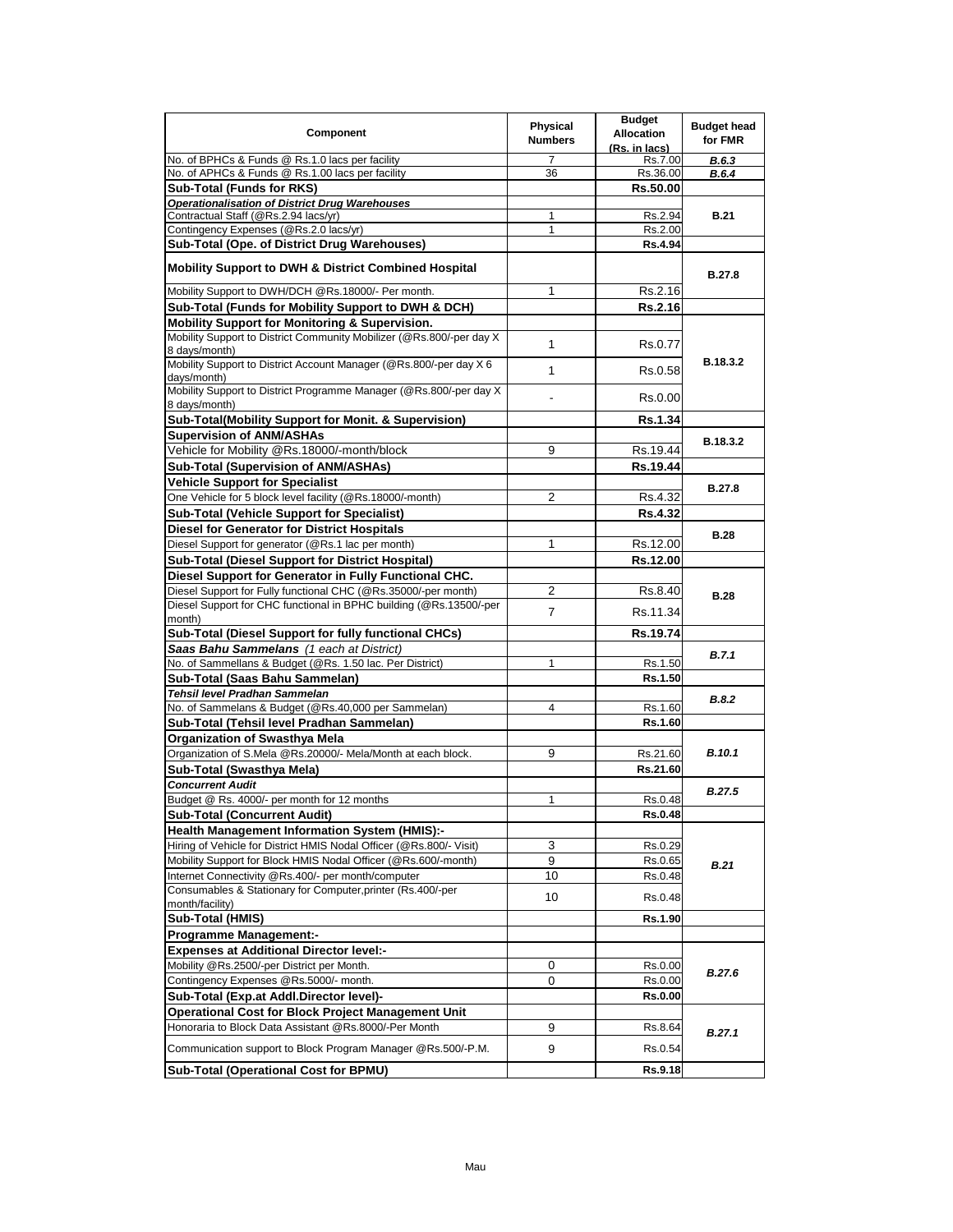| Component | Physical Numbers | Budget Allocation (Rs. in lacs) | Budget head for FMR |
|---|---|---|---|
| No. of BPHCs & Funds @ Rs.1.0 lacs per facility | 7 | Rs.7.00 | *B.6.3* |
| No. of APHCs & Funds @ Rs.1.00 lacs per facility | 36 | Rs.36.00 | *B.6.4* |
| **Sub-Total (Funds for RKS)** | | **Rs.50.00** | |
| ***Operationalisation of District Drug Warehouses*** | | | |
| Contractual Staff (@Rs.2.94 lacs/yr) | 1 | Rs.2.94 | **B.21** |
| Contingency Expenses (@Rs.2.0 lacs/yr) | 1 | Rs.2.00 | |
| **Sub-Total (Ope. of District Drug Warehouses)** | | **Rs.4.94** | |
| **Mobility Support to DWH & District Combined Hospital** | | | **B.27.8** |
| Mobility Support to DWH/DCH @Rs.18000/- Per month. | 1 | Rs.2.16 | |
| **Sub-Total (Funds for Mobility Support to DWH & DCH)** | | **Rs.2.16** | |
| **Mobility Support for Monitoring & Supervision.** | | | |
| Mobility Support to District Community Mobilizer (@Rs.800/-per day X 8 days/month) | 1 | Rs.0.77 | **B.18.3.2** |
| Mobility Support to District Account Manager (@Rs.800/-per day X 6 days/month) | 1 | Rs.0.58 | |
| Mobility Support to District Programme Manager (@Rs.800/-per day X 8 days/month) | - | Rs.0.00 | |
| **Sub-Total(Mobility Support for Monit. & Supervision)** | | **Rs.1.34** | |
| **Supervision of ANM/ASHAs** | | | **B.18.3.2** |
| Vehicle for Mobility @Rs.18000/-month/block | 9 | Rs.19.44 | |
| **Sub-Total (Supervision of ANM/ASHAs)** | | **Rs.19.44** | |
| **Vehicle Support for Specialist** | | | **B.27.8** |
| One Vehicle for 5 block level facility (@Rs.18000/-month) | 2 | Rs.4.32 | |
| **Sub-Total (Vehicle Support for Specialist)** | | **Rs.4.32** | |
| **Diesel for Generator for District Hospitals** | | | **B.28** |
| Diesel Support for generator (@Rs.1 lac per month) | 1 | Rs.12.00 | |
| **Sub-Total (Diesel Support for District Hospital)** | | **Rs.12.00** | |
| **Diesel Support for Generator in Fully Functional CHC.** | | | |
| Diesel Support for Fully functional CHC (@Rs.35000/-per month) | 2 | Rs.8.40 | **B.28** |
| Diesel Support for CHC functional in BPHC building (@Rs.13500/-per month) | 7 | Rs.11.34 | |
| **Sub-Total (Diesel Support for fully functional CHCs)** | | **Rs.19.74** | |
| ***Saas Bahu Sammelans** (1 each at District)* | | | *B.7.1* |
| No. of Sammellans & Budget (@Rs. 1.50 lac. Per District) | 1 | Rs.1.50 | |
| **Sub-Total (Saas Bahu Sammelan)** | | **Rs.1.50** | |
| ***Tehsil level Pradhan Sammelan*** | | | *B.8.2* |
| No. of Sammelans & Budget (@Rs.40,000 per Sammelan) | 4 | Rs.1.60 | |
| **Sub-Total (Tehsil level Pradhan Sammelan)** | | **Rs.1.60** | |
| **Organization of Swasthya Mela** | | | *B.10.1* |
| Organization of S.Mela @Rs.20000/- Mela/Month at each block. | 9 | Rs.21.60 | |
| **Sub-Total (Swasthya Mela)** | | **Rs.21.60** | |
| ***Concurrent Audit*** | | | *B.27.5* |
| Budget @ Rs. 4000/- per month for 12 months | 1 | Rs.0.48 | |
| **Sub-Total (Concurrent Audit)** | | **Rs.0.48** | |
| **Health Management Information System (HMIS):-** | | | |
| Hiring of Vehicle for District HMIS Nodal Officer (@Rs.800/- Visit) | 3 | Rs.0.29 | *B.21* |
| Mobility Support for Block HMIS Nodal Officer (@Rs.600/-month) | 9 | Rs.0.65 | |
| Internet Connectivity @Rs.400/- per month/computer | 10 | Rs.0.48 | |
| Consumables & Stationary for Computer,printer (Rs.400/-per month/facility) | 10 | Rs.0.48 | |
| **Sub-Total (HMIS)** | | **Rs.1.90** | |
| **Programme Management:-** | | | |
| **Expenses at Additional Director level:-** | | | |
| Mobility @Rs.2500/-per District per Month. | 0 | Rs.0.00 | *B.27.6* |
| Contingency Expenses @Rs.5000/- month. | 0 | Rs.0.00 | |
| **Sub-Total (Exp.at Addl.Director level)-** | | **Rs.0.00** | |
| **Operational Cost for Block Project Management Unit** | | | |
| Honoraria to Block Data Assistant @Rs.8000/-Per Month | 9 | Rs.8.64 | *B.27.1* |
| Communication support to Block Program Manager @Rs.500/-P.M. | 9 | Rs.0.54 | |
| **Sub-Total (Operational Cost for BPMU)** | | **Rs.9.18** | |

Mau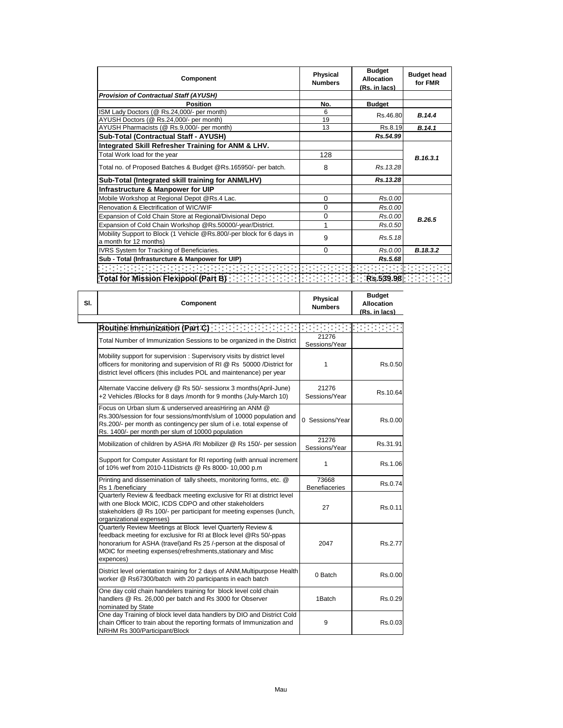| Component | Physical Numbers | Budget Allocation (Rs. in lacs) | Budget head for FMR |
|---|---|---|---|
| *Provision of Contractual Staff (AYUSH)* | | | |
| **Position** | **No.** | **Budget** | |
| ISM Lady Doctors (@ Rs.24,000/- per month) | 6 | Rs.46.80 | ***B.14.4*** |
| AYUSH Doctors (@ Rs.24,000/- per month) | 19 | | |
| AYUSH Pharmacists (@ Rs.9,000/- per month) | 13 | Rs.8.19 | ***B.14.1*** |
| **Sub-Total (Contractual Staff - AYUSH)** | | ***Rs.54.99*** | |
| **Integrated Skill Refresher Training for ANM & LHV.** | | | |
| Total Work load for the year | 128 | | ***B.16.3.1*** |
| Total no. of Proposed Batches & Budget @Rs.165950/- per batch. | 8 | *Rs.13.28* | |
| **Sub-Total (Integrated skill training for ANM/LHV)** | | ***Rs.13.28*** | |
| **Infrastructure & Manpower for UIP** | | | |
| Mobile Workshop at Regional Depot @Rs.4 Lac. | 0 | *Rs.0.00* | ***B.26.5*** |
| Renovation & Electrification of WIC/WIF | 0 | *Rs.0.00* | |
| Expansion of Cold Chain Store at Regional/Divisional Depo | 0 | *Rs.0.00* | |
| Expansion of Cold Chain Workshop @Rs.50000/-year/District. | 1 | *Rs.0.50* | |
| Mobility Support to Block (1 Vehicle @Rs.800/-per block for 6 days in a month for 12 months) | 9 | *Rs.5.18* | |
| IVRS System for Tracking of Beneficiaries. | 0 | *Rs.0.00* | ***B.18.3.2*** |
| **Sub - Total (Infrasturcture & Manpower for UIP)** | | ***Rs.5.68*** | |
| | | | |
| **Total for Mission Flexipool (Part B)** | | **Rs.539.98** | |

| Sl. | Component | Physical Numbers | Budget Allocation (Rs. in lacs) |
|---|---|---|---|
| | **Routine Immunization (Part C)** | | |
| | Total Number of Immunization Sessions to be organized in the District | 21276 Sessions/Year | |
| | Mobility support for supervision : Supervisory visits by district level officers for monitoring and supervision of RI @ Rs 50000 /District for district level officers (this includes POL and maintenance) per year | 1 | Rs.0.50 |
| | Alternate Vaccine delivery @ Rs 50/- sessionx 3 months(April-June) +2 Vehicles /Blocks for 8 days /month for 9 months (July-March 10) | 21276 Sessions/Year | Rs.10.64 |
| | Focus on Urban slum & underserved areasHiring an ANM @ Rs.300/session for four sessions/month/slum of 10000 population and Rs.200/- per month as contingency per slum of i.e. total expense of Rs. 1400/- per month per slum of 10000 population | 0 Sessions/Year | Rs.0.00 |
| | Mobilization of children by ASHA /RI Mobilizer @ Rs 150/- per session | 21276 Sessions/Year | Rs.31.91 |
| | Support for Computer Assistant for RI reporting (with annual increment of 10% wef from 2010-11Districts @ Rs 8000- 10,000 p.m | 1 | Rs.1.06 |
| | Printing and dissemination of tally sheets, monitoring forms, etc. @ Rs 1 /beneficiary | 73668 Benefiaceries | Rs.0.74 |
| | Quarterly Review & feedback meeting exclusive for RI at district level with one Block MOIC, ICDS CDPO and other stakeholders stakeholders @ Rs 100/- per participant for meeting expenses (lunch, organizational expenses) | 27 | Rs.0.11 |
| | Quarterly Review Meetings at Block level Quarterly Review & feedback meeting for exclusive for RI at Block level @Rs 50/-ppas honorarium for ASHA (travel)and Rs 25 /-person at the disposal of MOIC for meeting expenses(refreshments,stationary and Misc expences) | 2047 | Rs.2.77 |
| | District level orientation training for 2 days of ANM,Multipurpose Health worker @ Rs67300/batch with 20 participants in each batch | 0 Batch | Rs.0.00 |
| | One day cold chain handelers training for block level cold chain handlers @ Rs. 26,000 per batch and Rs 3000 for Observer nominated by State | 1Batch | Rs.0.29 |
| | One day Training of block level data handlers by DIO and District Cold chain Officer to train about the reporting formats of Immunization and NRHM Rs 300/Participant/Block | 9 | Rs.0.03 |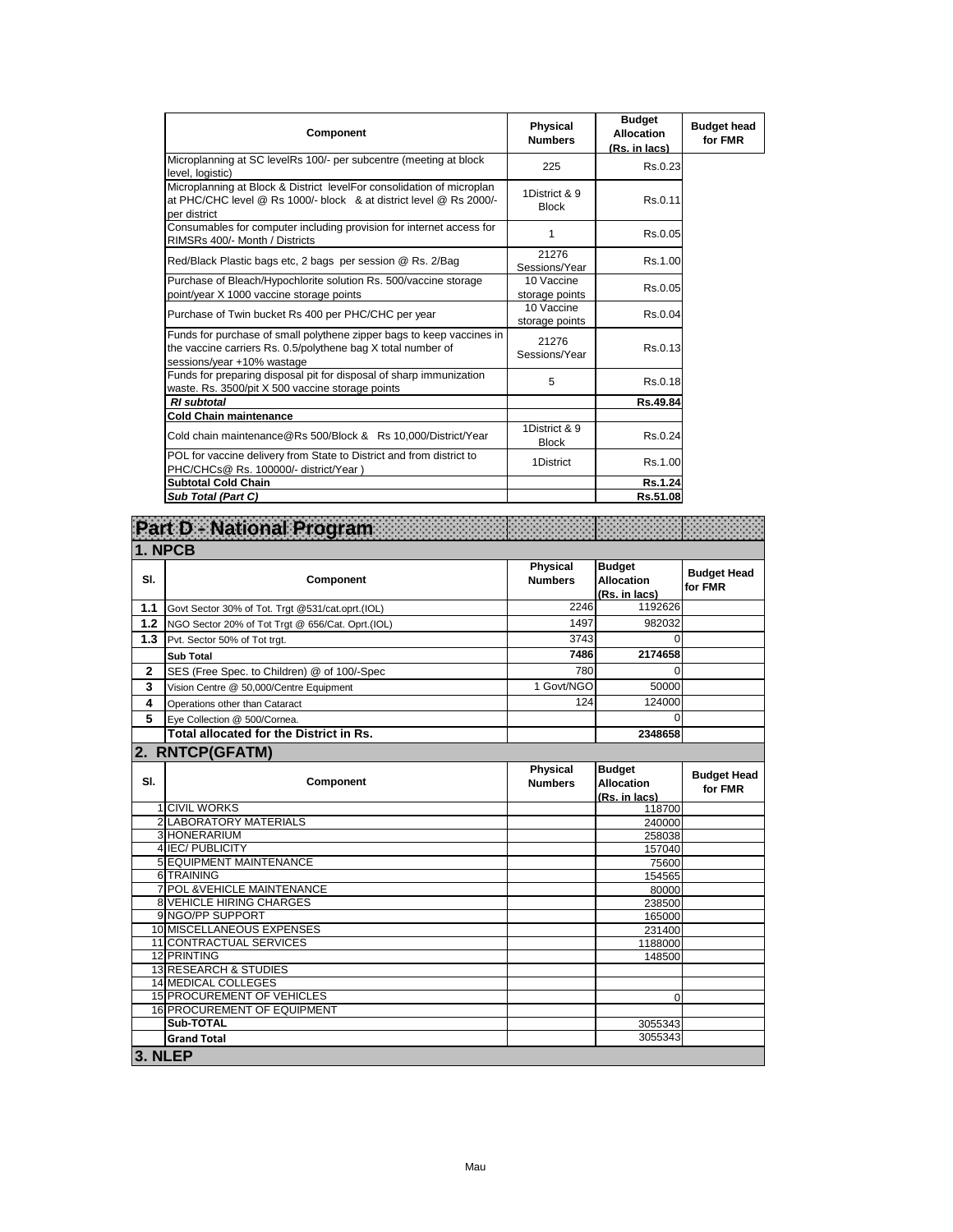| Component | Physical Numbers | Budget Allocation (Rs. in lacs) | Budget head for FMR |
|---|---|---|---|
| Microplanning at SC levelRs 100/- per subcentre (meeting at block level, logistic) | 225 | Rs.0.23 | |
| Microplanning at Block & District levelFor consolidation of microplan at PHC/CHC level @ Rs 1000/- block & at district level @ Rs 2000/- per district | 1District & 9 Block | Rs.0.11 | |
| Consumables for computer including provision for internet access for RIMSRs 400/- Month / Districts | 1 | Rs.0.05 | |
| Red/Black Plastic bags etc, 2 bags per session @ Rs. 2/Bag | 21276 Sessions/Year | Rs.1.00 | |
| Purchase of Bleach/Hypochlorite solution Rs. 500/vaccine storage point/year X 1000 vaccine storage points | 10 Vaccine storage points | Rs.0.05 | |
| Purchase of Twin bucket Rs 400 per PHC/CHC per year | 10 Vaccine storage points | Rs.0.04 | |
| Funds for purchase of small polythene zipper bags to keep vaccines in the vaccine carriers Rs. 0.5/polythene bag X total number of sessions/year +10% wastage | 21276 Sessions/Year | Rs.0.13 | |
| Funds for preparing disposal pit for disposal of sharp immunization waste. Rs. 3500/pit X 500 vaccine storage points | 5 | Rs.0.18 | |
| ***RI subtotal*** | | **Rs.49.84** | |
| **Cold Chain maintenance** | | | |
| Cold chain maintenance@Rs 500/Block & Rs 10,000/District/Year | 1District & 9 Block | Rs.0.24 | |
| POL for vaccine delivery from State to District and from district to PHC/CHCs@ Rs. 100000/- district/Year ) | 1District | Rs.1.00 | |
| **Subtotal Cold Chain** | | **Rs.1.24** | |
| ***Sub Total (Part C)*** | | **Rs.51.08** | |

# Part D - National Program

## 1. NPCB

| Sl. | Component | Physical Numbers | Budget Allocation (Rs. in lacs) | Budget Head for FMR |
|---|---|---|---|---|
| **1.1** | Govt Sector 30% of Tot. Trgt @531/cat.oprt.(IOL) | 2246 | 1192626 | |
| **1.2** | NGO Sector 20% of Tot Trgt @ 656/Cat. Oprt.(IOL) | 1497 | 982032 | |
| **1.3** | Pvt. Sector 50% of Tot trgt. | 3743 | 0 | |
| | **Sub Total** | **7486** | **2174658** | |
| **2** | SES (Free Spec. to Children) @ of 100/-Spec | 780 | 0 | |
| **3** | Vision Centre @ 50,000/Centre Equipment | 1 Govt/NGO | 50000 | |
| **4** | Operations other than Cataract | 124 | 124000 | |
| **5** | Eye Collection @ 500/Cornea. | | 0 | |
| | **Total allocated for the District in Rs.** | | **2348658** | |

## 2. RNTCP(GFATM)

| Sl. | Component | Physical Numbers | Budget Allocation (Rs. in lacs) | Budget Head for FMR |
|---|---|---|---|---|
| 1 | CIVIL WORKS | | 118700 | |
| 2 | LABORATORY MATERIALS | | 240000 | |
| 3 | HONERARIUM | | 258038 | |
| 4 | IEC/ PUBLICITY | | 157040 | |
| 5 | EQUIPMENT MAINTENANCE | | 75600 | |
| 6 | TRAINING | | 154565 | |
| 7 | POL &VEHICLE MAINTENANCE | | 80000 | |
| 8 | VEHICLE HIRING CHARGES | | 238500 | |
| 9 | NGO/PP SUPPORT | | 165000 | |
| 10 | MISCELLANEOUS EXPENSES | | 231400 | |
| 11 | CONTRACTUAL SERVICES | | 1188000 | |
| 12 | PRINTING | | 148500 | |
| 13 | RESEARCH & STUDIES | | | |
| 14 | MEDICAL COLLEGES | | | |
| 15 | PROCUREMENT OF VEHICLES | | 0 | |
| 16 | PROCUREMENT OF EQUIPMENT | | | |
| | **Sub-TOTAL** | | 3055343 | |
| | **Grand Total** | | 3055343 | |

## 3. NLEP

Mau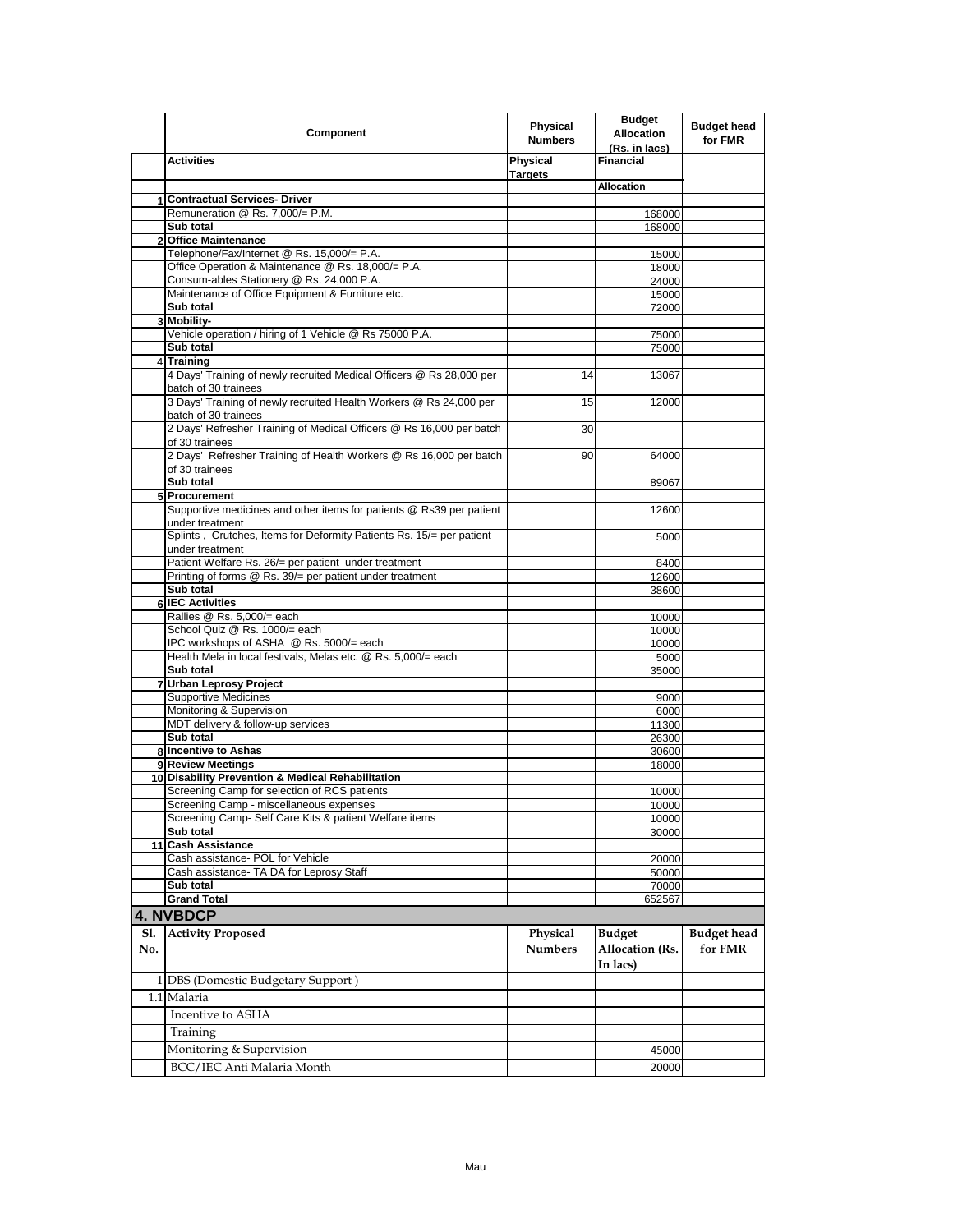| | Component | Physical Numbers | Budget Allocation (Rs. in lacs) | Budget head for FMR |
|---|---|---|---|---|
| | **Activities** | **Physical Targets** | **Financial** | |
| | | | **Allocation** | |
| 1 | **Contractual Services- Driver** | | | |
| | Remuneration @ Rs. 7,000/= P.M. | | 168000 | |
| | **Sub total** | | 168000 | |
| 2 | **Office Maintenance** | | | |
| | Telephone/Fax/Internet @ Rs. 15,000/= P.A. | | 15000 | |
| | Office Operation & Maintenance @ Rs. 18,000/= P.A. | | 18000 | |
| | Consum-ables Stationery @ Rs. 24,000 P.A. | | 24000 | |
| | Maintenance of Office Equipment & Furniture etc. | | 15000 | |
| | **Sub total** | | 72000 | |
| 3 | **Mobility-** | | | |
| | Vehicle operation / hiring of 1 Vehicle @ Rs 75000 P.A. | | 75000 | |
| | **Sub total** | | 75000 | |
| 4 | **Training** | | | |
| | 4 Days' Training of newly recruited Medical Officers @ Rs 28,000 per batch of 30 trainees | 14 | 13067 | |
| | 3 Days' Training of newly recruited Health Workers @ Rs 24,000 per batch of 30 trainees | 15 | 12000 | |
| | 2 Days' Refresher Training of Medical Officers @ Rs 16,000 per batch of 30 trainees | 30 | | |
| | 2 Days' Refresher Training of Health Workers @ Rs 16,000 per batch of 30 trainees | 90 | 64000 | |
| | **Sub total** | | 89067 | |
| 5 | **Procurement** | | | |
| | Supportive medicines and other items for patients @ Rs39 per patient under treatment | | 12600 | |
| | Splints , Crutches, Items for Deformity Patients Rs. 15/= per patient under treatment | | 5000 | |
| | Patient Welfare Rs. 26/= per patient under treatment | | 8400 | |
| | Printing of forms @ Rs. 39/= per patient under treatment | | 12600 | |
| | **Sub total** | | 38600 | |
| 6 | **IEC Activities** | | | |
| | Rallies @ Rs. 5,000/= each | | 10000 | |
| | School Quiz @ Rs. 1000/= each | | 10000 | |
| | IPC workshops of ASHA @ Rs. 5000/= each | | 10000 | |
| | Health Mela in local festivals, Melas etc. @ Rs. 5,000/= each | | 5000 | |
| | **Sub total** | | 35000 | |
| 7 | **Urban Leprosy Project** | | | |
| | Supportive Medicines | | 9000 | |
| | Monitoring & Supervision | | 6000 | |
| | MDT delivery & follow-up services | | 11300 | |
| | **Sub total** | | 26300 | |
| 8 | **Incentive to Ashas** | | 30600 | |
| 9 | **Review Meetings** | | 18000 | |
| 10 | **Disability Prevention & Medical Rehabilitation** | | | |
| | Screening Camp for selection of RCS patients | | 10000 | |
| | Screening Camp - miscellaneous expenses | | 10000 | |
| | Screening Camp- Self Care Kits & patient Welfare items | | 10000 | |
| | **Sub total** | | 30000 | |
| 11 | **Cash Assistance** | | | |
| | Cash assistance- POL for Vehicle | | 20000 | |
| | Cash assistance- TA DA for Leprosy Staff | | 50000 | |
| | **Sub total** | | 70000 | |
| | **Grand Total** | | 652567 | |

## 4. NVBDCP

| Sl. No. | Activity Proposed | Physical Numbers | Budget Allocation (Rs. In lacs) | Budget head for FMR |
|---|---|---|---|---|
| 1 | DBS (Domestic Budgetary Support ) | | | |
| 1.1 | Malaria | | | |
| | Incentive to ASHA | | | |
| | Training | | | |
| | Monitoring & Supervision | | 45000 | |
| | BCC/IEC Anti Malaria Month | | 20000 | |

Mau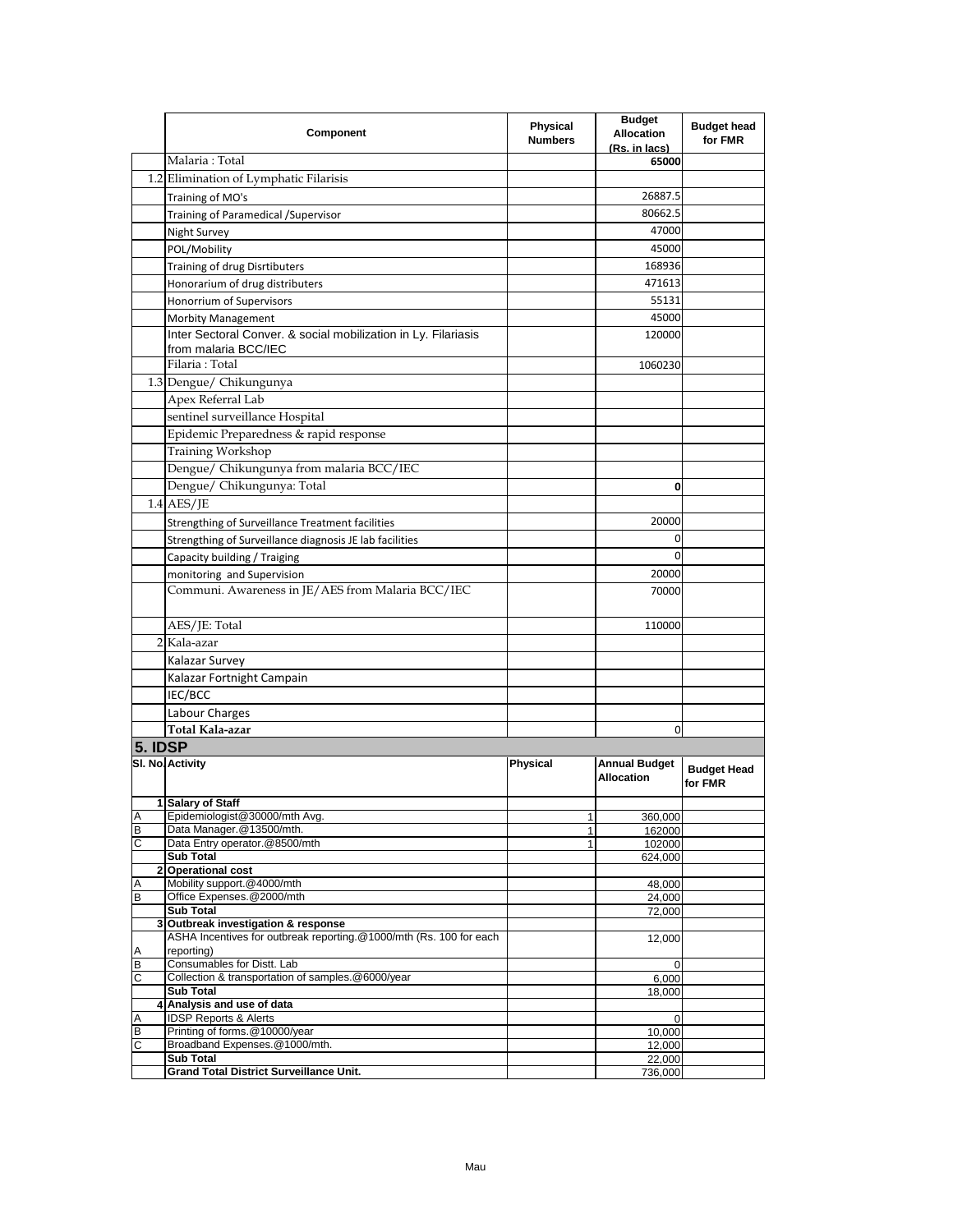| | Component | Physical Numbers | Budget Allocation (Rs. in lacs) | Budget head for FMR |
|---|---|---|---|---|
| | Malaria : Total | | **65000** | |
| 1.2 | Elimination of Lymphatic Filarisis | | | |
| | Training of MO's | | 26887.5 | |
| | Training of Paramedical /Supervisor | | 80662.5 | |
| | Night Survey | | 47000 | |
| | POL/Mobility | | 45000 | |
| | Training of drug Disrtibuters | | 168936 | |
| | Honorarium of drug distributers | | 471613 | |
| | Honorrium of Supervisors | | 55131 | |
| | Morbity Management | | 45000 | |
| | Inter Sectoral Conver. & social mobilization in Ly. Filariasis from malaria BCC/IEC | | 120000 | |
| | Filaria : Total | | 1060230 | |
| 1.3 | Dengue/ Chikungunya | | | |
| | Apex Referral Lab | | | |
| | sentinel surveillance Hospital | | | |
| | Epidemic Preparedness & rapid response | | | |
| | Training Workshop | | | |
| | Dengue/ Chikungunya from malaria BCC/IEC | | | |
| | Dengue/ Chikungunya: Total | | **0** | |
| 1.4 | AES/JE | | | |
| | Strengthing of Surveillance Treatment facilities | | 20000 | |
| | Strengthing of Surveillance diagnosis JE lab facilities | | 0 | |
| | Capacity building / Traiging | | 0 | |
| | monitoring and Supervision | | 20000 | |
| | Communi. Awareness in JE/AES from Malaria BCC/IEC | | 70000 | |
| | AES/JE: Total | | 110000 | |
| 2 | Kala-azar | | | |
| | Kalazar Survey | | | |
| | Kalazar Fortnight Campain | | | |
| | IEC/BCC | | | |
| | Labour Charges | | | |
| | **Total Kala-azar** | | 0 | |

## 5. IDSP

| Sl. No. | Activity | Physical | Annual Budget Allocation | Budget Head for FMR |
|---|---|---|---|---|
| 1 | **Salary of Staff** | | | |
| A | Epidemiologist@30000/mth Avg. | 1 | 360,000 | |
| B | Data Manager.@13500/mth. | 1 | 162000 | |
| C | Data Entry operator.@8500/mth | 1 | 102000 | |
| | **Sub Total** | | 624,000 | |
| 2 | **Operational cost** | | | |
| A | Mobility support.@4000/mth | | 48,000 | |
| B | Office Expenses.@2000/mth | | 24,000 | |
| | **Sub Total** | | 72,000 | |
| 3 | **Outbreak investigation & response** | | | |
| A | ASHA Incentives for outbreak reporting.@1000/mth (Rs. 100 for each reporting) | | 12,000 | |
| B | Consumables for Distt. Lab | | 0 | |
| C | Collection & transportation of samples.@6000/year | | 6,000 | |
| | **Sub Total** | | 18,000 | |
| 4 | **Analysis and use of data** | | | |
| A | IDSP Reports & Alerts | | 0 | |
| B | Printing of forms.@10000/year | | 10,000 | |
| C | Broadband Expenses.@1000/mth. | | 12,000 | |
| | **Sub Total** | | 22,000 | |
| | **Grand Total District Surveillance Unit.** | | 736,000 | |

Mau